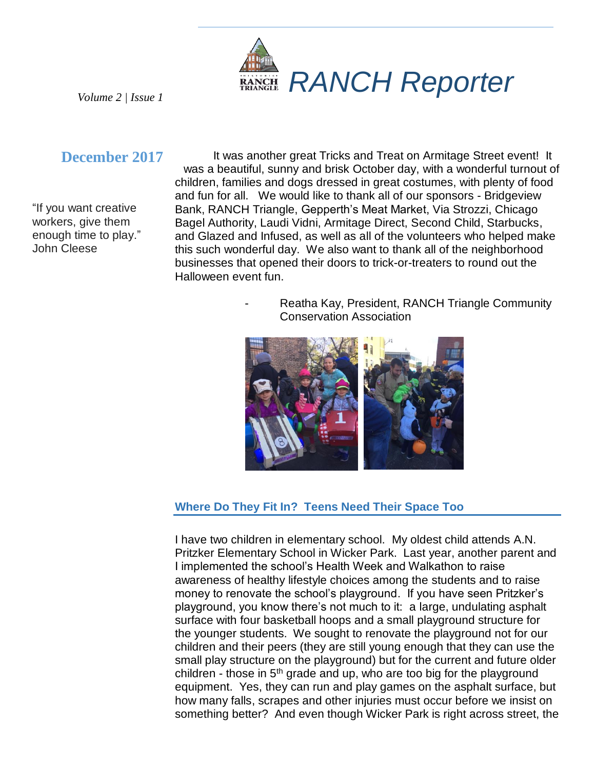# RANCH Reporter

*Volume 2 | Issue 1*

## December 2017

"If you want creative workers, give them enough time to play." John Cleese

It was another great Tricks and Treat on Armitage Street event! It was a beautiful, sunny and brisk October day, with a wonderful turnout of children, families and dogs dressed in great costumes, with plenty of food and fun for all. We would like to thank all of our sponsors - Bridgeview Bank, RANCH Triangle, Gepperth's Meat Market, Via Strozzi, Chicago Bagel Authority, Laudi Vidni, Armitage Direct, Second Child, Starbucks, and Glazed and Infused, as well as all of the volunteers who helped make this such wonderful day. We also want to thank all of the neighborhood businesses that opened their doors to trick-or-treaters to round out the Halloween event fun.

- Reatha Kay, President, RANCH Triangle Community Conservation Association

### Where Do They Fit In? Teens Need Their Space Too

I have two children in elementary school. My oldest child attends A.N. Pritzker Elementary School in Wicker Park. Last year, another parent and I implemented the school's Health Week and Walkathon to raise awareness of healthy lifestyle choices among the students and to raise money to renovate the school's playground. If you have seen Pritzker's playground, you know there's not much to it: a large, undulating asphalt surface with four basketball hoops and a small playground structure for the younger students. We sought to renovate the playground not for our children and their peers (they are still young enough that they can use the small play structure on the playground) but for the current and future older children - those in 5th grade and up, who are too big for the playground equipment. Yes, they can run and play games on the asphalt surface, but how many falls, scrapes and other injuries must occur before we insist on something better? And even though Wicker Park is right across street, the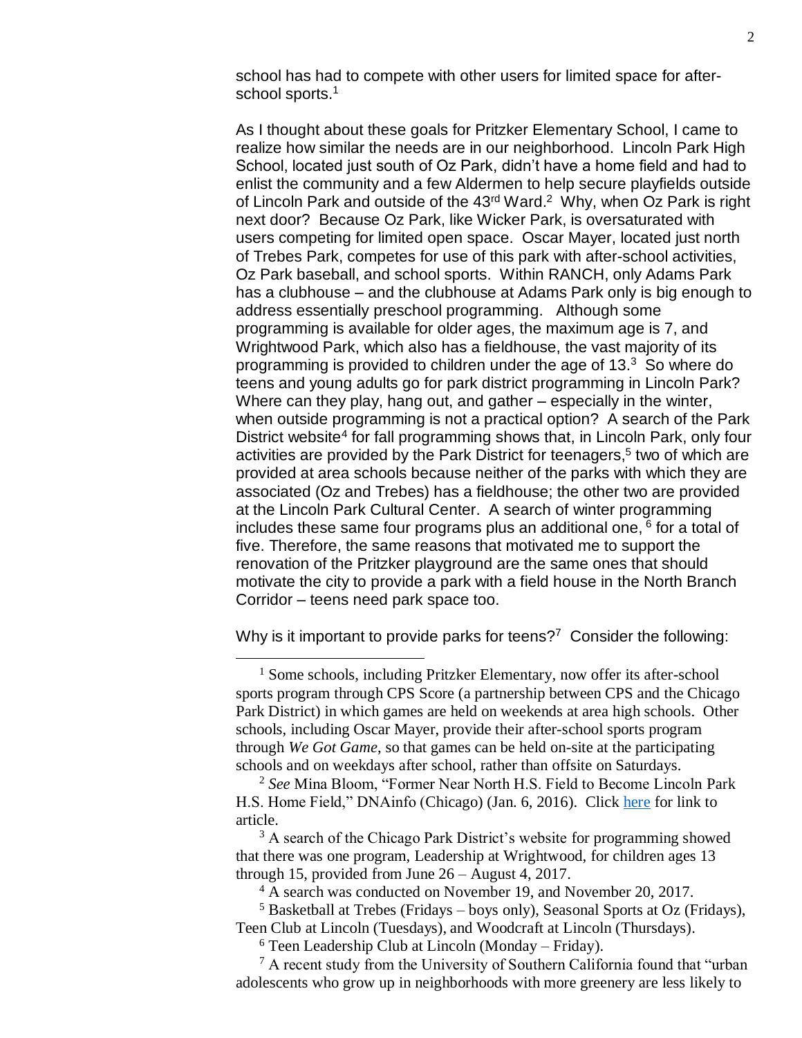school has had to compete with other users for limited space for after-school sports.[1]

As I thought about these goals for Pritzker Elementary School, I came to realize how similar the needs are in our neighborhood. Lincoln Park High School, located just south of Oz Park, didn't have a home field and had to enlist the community and a few Aldermen to help secure playfields outside of Lincoln Park and outside of the 43rd Ward.[2] Why, when Oz Park is right next door? Because Oz Park, like Wicker Park, is oversaturated with users competing for limited open space. Oscar Mayer, located just north of Trebes Park, competes for use of this park with after-school activities, Oz Park baseball, and school sports. Within RANCH, only Adams Park has a clubhouse – and the clubhouse at Adams Park only is big enough to address essentially preschool programming. Although some programming is available for older ages, the maximum age is 7, and Wrightwood Park, which also has a fieldhouse, the vast majority of its programming is provided to children under the age of 13.[3] So where do teens and young adults go for park district programming in Lincoln Park? Where can they play, hang out, and gather – especially in the winter, when outside programming is not a practical option? A search of the Park District website[4] for fall programming shows that, in Lincoln Park, only four activities are provided by the Park District for teenagers,[5] two of which are provided at area schools because neither of the parks with which they are associated (Oz and Trebes) has a fieldhouse; the other two are provided at the Lincoln Park Cultural Center. A search of winter programming includes these same four programs plus an additional one,[6] for a total of five. Therefore, the same reasons that motivated me to support the renovation of the Pritzker playground are the same ones that should motivate the city to provide a park with a field house in the North Branch Corridor – teens need park space too.

Why is it important to provide parks for teens?[7] Consider the following:

---

[1] Some schools, including Pritzker Elementary, now offer its after-school sports program through CPS Score (a partnership between CPS and the Chicago Park District) in which games are held on weekends at area high schools. Other schools, including Oscar Mayer, provide their after-school sports program through *We Got Game*, so that games can be held on-site at the participating schools and on weekdays after school, rather than offsite on Saturdays.

[2] *See* Mina Bloom, "Former Near North H.S. Field to Become Lincoln Park H.S. Home Field," DNAinfo (Chicago) (Jan. 6, 2016). Click here for link to article.

[3] A search of the Chicago Park District's website for programming showed that there was one program, Leadership at Wrightwood, for children ages 13 through 15, provided from June 26 – August 4, 2017.

[4] A search was conducted on November 19, and November 20, 2017.

[5] Basketball at Trebes (Fridays – boys only), Seasonal Sports at Oz (Fridays), Teen Club at Lincoln (Tuesdays), and Woodcraft at Lincoln (Thursdays).

[6] Teen Leadership Club at Lincoln (Monday – Friday).

[7] A recent study from the University of Southern California found that "urban adolescents who grow up in neighborhoods with more greenery are less likely to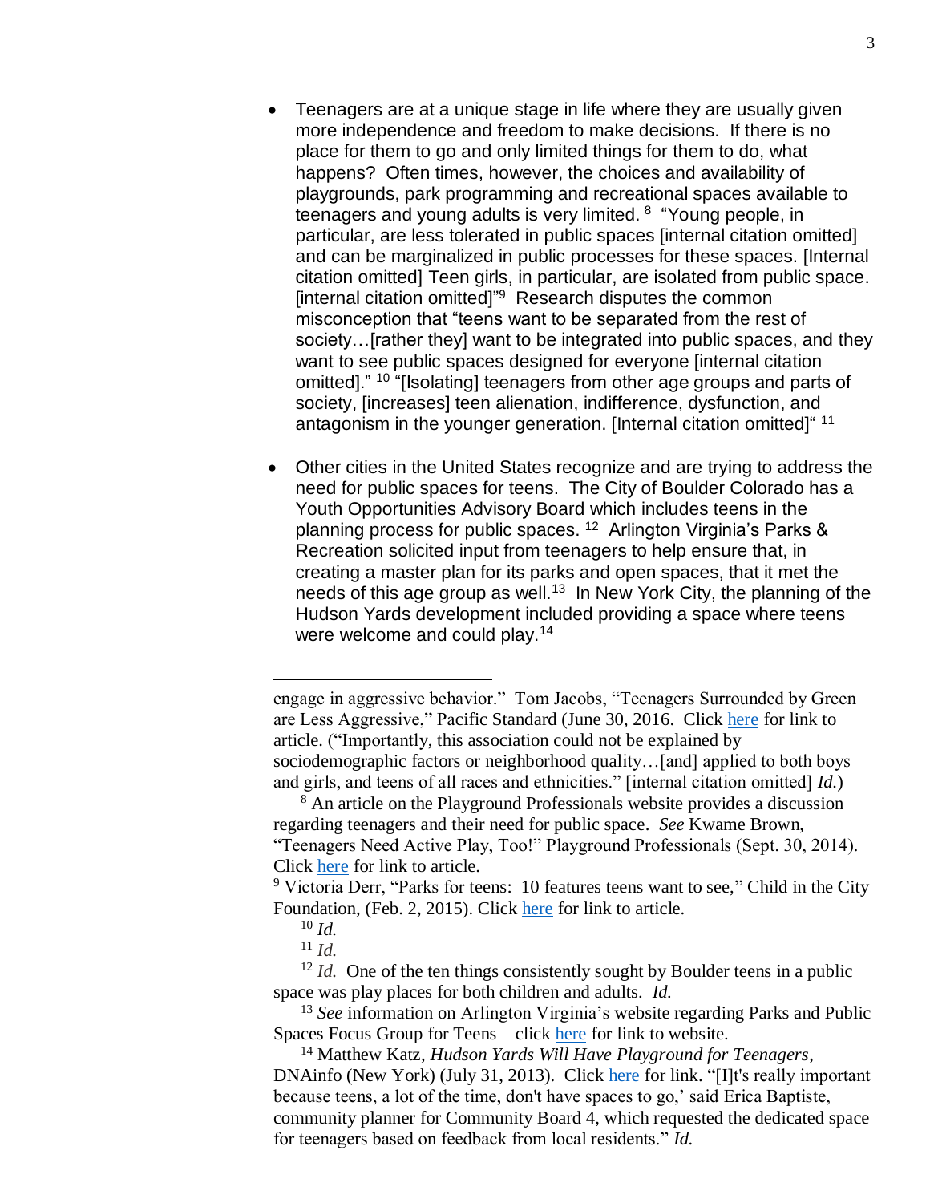- Teenagers are at a unique stage in life where they are usually given more independence and freedom to make decisions. If there is no place for them to go and only limited things for them to do, what happens? Often times, however, the choices and availability of playgrounds, park programming and recreational spaces available to teenagers and young adults is very limited. [8] "Young people, in particular, are less tolerated in public spaces [internal citation omitted] and can be marginalized in public processes for these spaces. [Internal citation omitted] Teen girls, in particular, are isolated from public space. [internal citation omitted]"[9] Research disputes the common misconception that "teens want to be separated from the rest of society…[rather they] want to be integrated into public spaces, and they want to see public spaces designed for everyone [internal citation omitted]." [10] "[Isolating] teenagers from other age groups and parts of society, [increases] teen alienation, indifference, dysfunction, and antagonism in the younger generation. [Internal citation omitted]" [11]

- Other cities in the United States recognize and are trying to address the need for public spaces for teens. The City of Boulder Colorado has a Youth Opportunities Advisory Board which includes teens in the planning process for public spaces. [12] Arlington Virginia's Parks & Recreation solicited input from teenagers to help ensure that, in creating a master plan for its parks and open spaces, that it met the needs of this age group as well.[13] In New York City, the planning of the Hudson Yards development included providing a space where teens were welcome and could play.[14]

---

engage in aggressive behavior." Tom Jacobs, "Teenagers Surrounded by Green are Less Aggressive," Pacific Standard (June 30, 2016. Click here for link to article. ("Importantly, this association could not be explained by sociodemographic factors or neighborhood quality…[and] applied to both boys and girls, and teens of all races and ethnicities." [internal citation omitted] *Id.*)

[8] An article on the Playground Professionals website provides a discussion regarding teenagers and their need for public space. *See* Kwame Brown, "Teenagers Need Active Play, Too!" Playground Professionals (Sept. 30, 2014). Click here for link to article.

[9] Victoria Derr, "Parks for teens: 10 features teens want to see," Child in the City Foundation, (Feb. 2, 2015). Click here for link to article.

[10] *Id.*

[11] *Id.*

[12] *Id.* One of the ten things consistently sought by Boulder teens in a public space was play places for both children and adults. *Id.*

[13] *See* information on Arlington Virginia's website regarding Parks and Public Spaces Focus Group for Teens – click here for link to website.

[14] Matthew Katz, *Hudson Yards Will Have Playground for Teenagers*, DNAinfo (New York) (July 31, 2013). Click here for link. "[I]t's really important because teens, a lot of the time, don't have spaces to go,' said Erica Baptiste, community planner for Community Board 4, which requested the dedicated space for teenagers based on feedback from local residents." *Id.*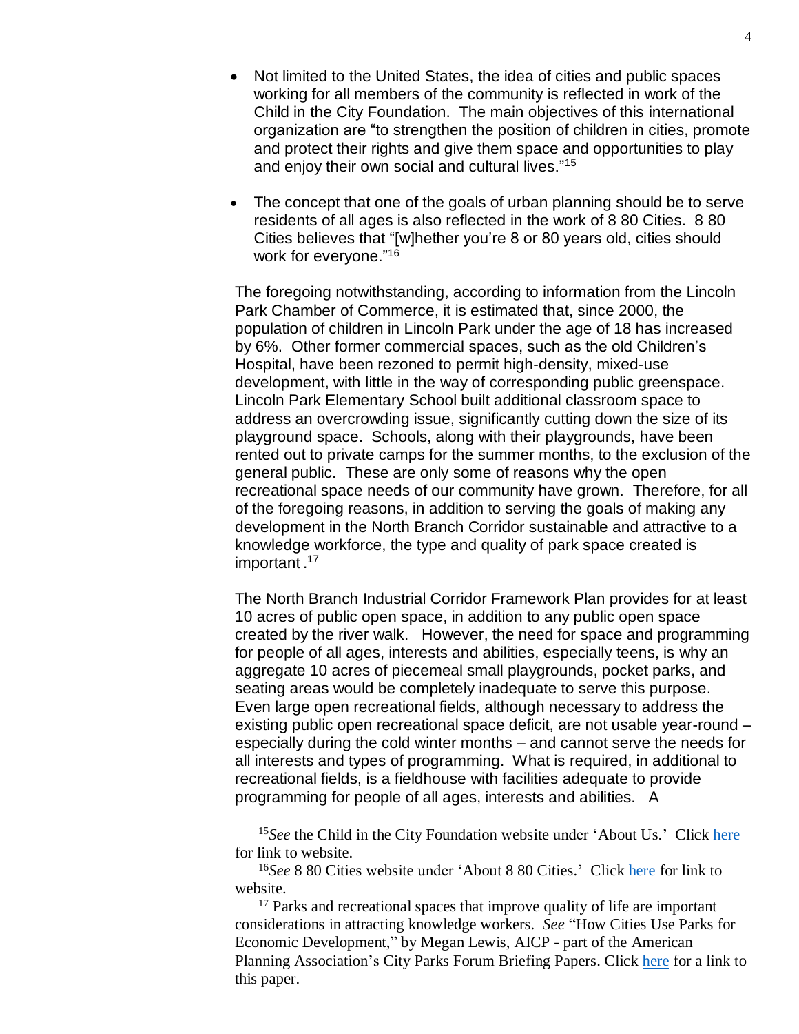- Not limited to the United States, the idea of cities and public spaces working for all members of the community is reflected in work of the Child in the City Foundation. The main objectives of this international organization are "to strengthen the position of children in cities, promote and protect their rights and give them space and opportunities to play and enjoy their own social and cultural lives."[15]

- The concept that one of the goals of urban planning should be to serve residents of all ages is also reflected in the work of 8 80 Cities. 8 80 Cities believes that "[w]hether you're 8 or 80 years old, cities should work for everyone."[16]

The foregoing notwithstanding, according to information from the Lincoln Park Chamber of Commerce, it is estimated that, since 2000, the population of children in Lincoln Park under the age of 18 has increased by 6%. Other former commercial spaces, such as the old Children's Hospital, have been rezoned to permit high-density, mixed-use development, with little in the way of corresponding public greenspace. Lincoln Park Elementary School built additional classroom space to address an overcrowding issue, significantly cutting down the size of its playground space. Schools, along with their playgrounds, have been rented out to private camps for the summer months, to the exclusion of the general public. These are only some of reasons why the open recreational space needs of our community have grown. Therefore, for all of the foregoing reasons, in addition to serving the goals of making any development in the North Branch Corridor sustainable and attractive to a knowledge workforce, the type and quality of park space created is important .[17]

The North Branch Industrial Corridor Framework Plan provides for at least 10 acres of public open space, in addition to any public open space created by the river walk. However, the need for space and programming for people of all ages, interests and abilities, especially teens, is why an aggregate 10 acres of piecemeal small playgrounds, pocket parks, and seating areas would be completely inadequate to serve this purpose. Even large open recreational fields, although necessary to address the existing public open recreational space deficit, are not usable year-round – especially during the cold winter months – and cannot serve the needs for all interests and types of programming. What is required, in additional to recreational fields, is a fieldhouse with facilities adequate to provide programming for people of all ages, interests and abilities. A

---

[15] *See* the Child in the City Foundation website under 'About Us.' Click here for link to website.

[16] *See* 8 80 Cities website under 'About 8 80 Cities.' Click here for link to website.

[17] Parks and recreational spaces that improve quality of life are important considerations in attracting knowledge workers. *See* "How Cities Use Parks for Economic Development," by Megan Lewis, AICP - part of the American Planning Association's City Parks Forum Briefing Papers. Click here for a link to this paper.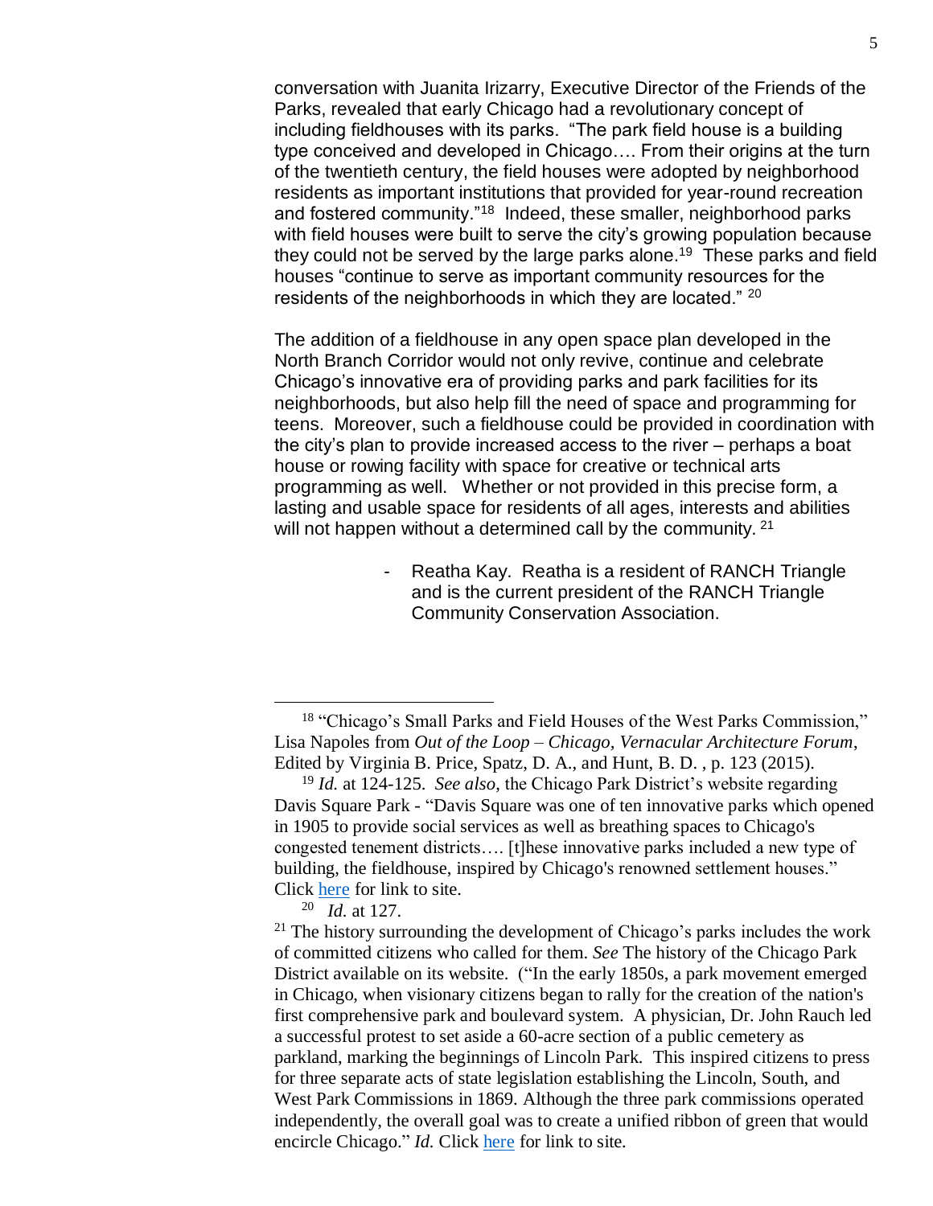conversation with Juanita Irizarry, Executive Director of the Friends of the Parks, revealed that early Chicago had a revolutionary concept of including fieldhouses with its parks. "The park field house is a building type conceived and developed in Chicago…. From their origins at the turn of the twentieth century, the field houses were adopted by neighborhood residents as important institutions that provided for year-round recreation and fostered community."[18] Indeed, these smaller, neighborhood parks with field houses were built to serve the city's growing population because they could not be served by the large parks alone.[19] These parks and field houses "continue to serve as important community resources for the residents of the neighborhoods in which they are located." [20]

The addition of a fieldhouse in any open space plan developed in the North Branch Corridor would not only revive, continue and celebrate Chicago's innovative era of providing parks and park facilities for its neighborhoods, but also help fill the need of space and programming for teens. Moreover, such a fieldhouse could be provided in coordination with the city's plan to provide increased access to the river – perhaps a boat house or rowing facility with space for creative or technical arts programming as well. Whether or not provided in this precise form, a lasting and usable space for residents of all ages, interests and abilities will not happen without a determined call by the community. [21]

- Reatha Kay. Reatha is a resident of RANCH Triangle and is the current president of the RANCH Triangle Community Conservation Association.

---

[18] "Chicago's Small Parks and Field Houses of the West Parks Commission," Lisa Napoles from *Out of the Loop – Chicago, Vernacular Architecture Forum*, Edited by Virginia B. Price, Spatz, D. A., and Hunt, B. D. , p. 123 (2015).

[19] *Id.* at 124-125. *See also*, the Chicago Park District's website regarding Davis Square Park - "Davis Square was one of ten innovative parks which opened in 1905 to provide social services as well as breathing spaces to Chicago's congested tenement districts…. [t]hese innovative parks included a new type of building, the fieldhouse, inspired by Chicago's renowned settlement houses." Click here for link to site.

[20] *Id.* at 127.

[21] The history surrounding the development of Chicago's parks includes the work of committed citizens who called for them. *See* The history of the Chicago Park District available on its website. ("In the early 1850s, a park movement emerged in Chicago, when visionary citizens began to rally for the creation of the nation's first comprehensive park and boulevard system. A physician, Dr. John Rauch led a successful protest to set aside a 60-acre section of a public cemetery as parkland, marking the beginnings of Lincoln Park. This inspired citizens to press for three separate acts of state legislation establishing the Lincoln, South, and West Park Commissions in 1869. Although the three park commissions operated independently, the overall goal was to create a unified ribbon of green that would encircle Chicago." *Id.* Click here for link to site.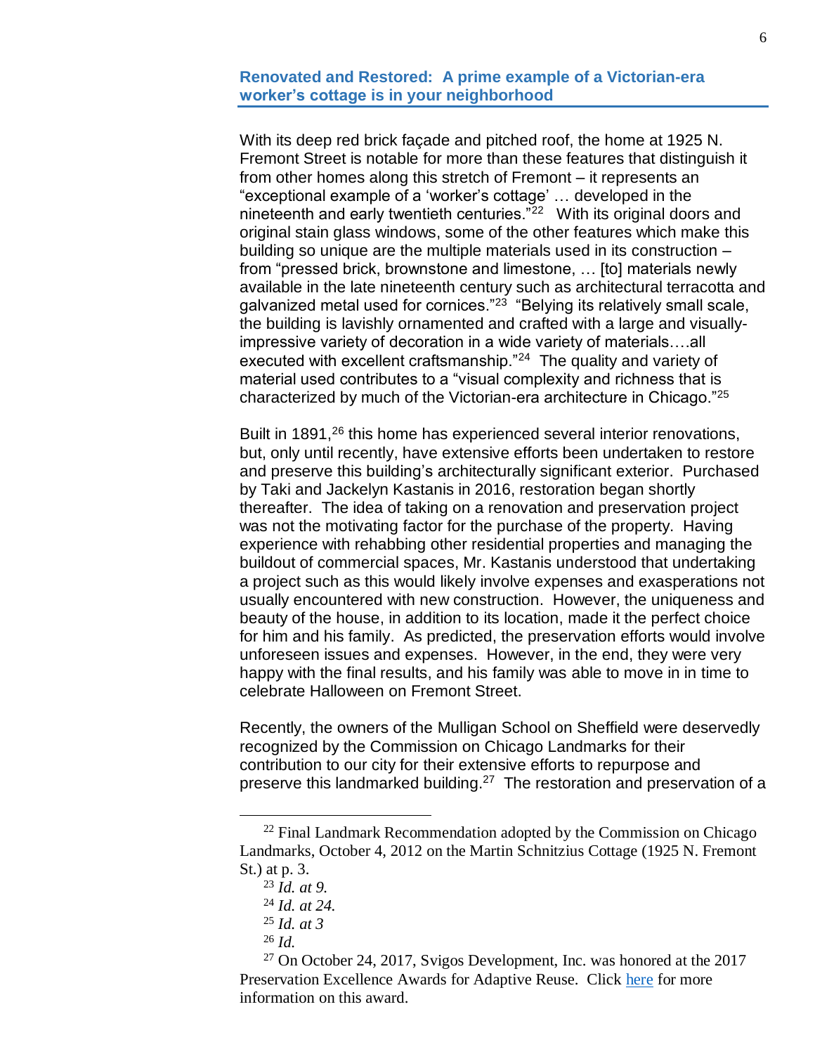## Renovated and Restored: A prime example of a Victorian-era worker's cottage is in your neighborhood

With its deep red brick façade and pitched roof, the home at 1925 N. Fremont Street is notable for more than these features that distinguish it from other homes along this stretch of Fremont – it represents an "exceptional example of a 'worker's cottage' … developed in the nineteenth and early twentieth centuries."[22] With its original doors and original stain glass windows, some of the other features which make this building so unique are the multiple materials used in its construction – from "pressed brick, brownstone and limestone, … [to] materials newly available in the late nineteenth century such as architectural terracotta and galvanized metal used for cornices."[23] "Belying its relatively small scale, the building is lavishly ornamented and crafted with a large and visually-impressive variety of decoration in a wide variety of materials….all executed with excellent craftsmanship."[24] The quality and variety of material used contributes to a "visual complexity and richness that is characterized by much of the Victorian-era architecture in Chicago."[25]

Built in 1891,[26] this home has experienced several interior renovations, but, only until recently, have extensive efforts been undertaken to restore and preserve this building's architecturally significant exterior. Purchased by Taki and Jackelyn Kastanis in 2016, restoration began shortly thereafter. The idea of taking on a renovation and preservation project was not the motivating factor for the purchase of the property. Having experience with rehabbing other residential properties and managing the buildout of commercial spaces, Mr. Kastanis understood that undertaking a project such as this would likely involve expenses and exasperations not usually encountered with new construction. However, the uniqueness and beauty of the house, in addition to its location, made it the perfect choice for him and his family. As predicted, the preservation efforts would involve unforeseen issues and expenses. However, in the end, they were very happy with the final results, and his family was able to move in in time to celebrate Halloween on Fremont Street.

Recently, the owners of the Mulligan School on Sheffield were deservedly recognized by the Commission on Chicago Landmarks for their contribution to our city for their extensive efforts to repurpose and preserve this landmarked building.[27] The restoration and preservation of a

---

[22] Final Landmark Recommendation adopted by the Commission on Chicago Landmarks, October 4, 2012 on the Martin Schnitzius Cottage (1925 N. Fremont St.) at p. 3.

[23] *Id. at 9.*

[24] *Id. at 24.*

[25] *Id. at 3*

[26] *Id.*

[27] On October 24, 2017, Svigos Development, Inc. was honored at the 2017 Preservation Excellence Awards for Adaptive Reuse. Click here for more information on this award.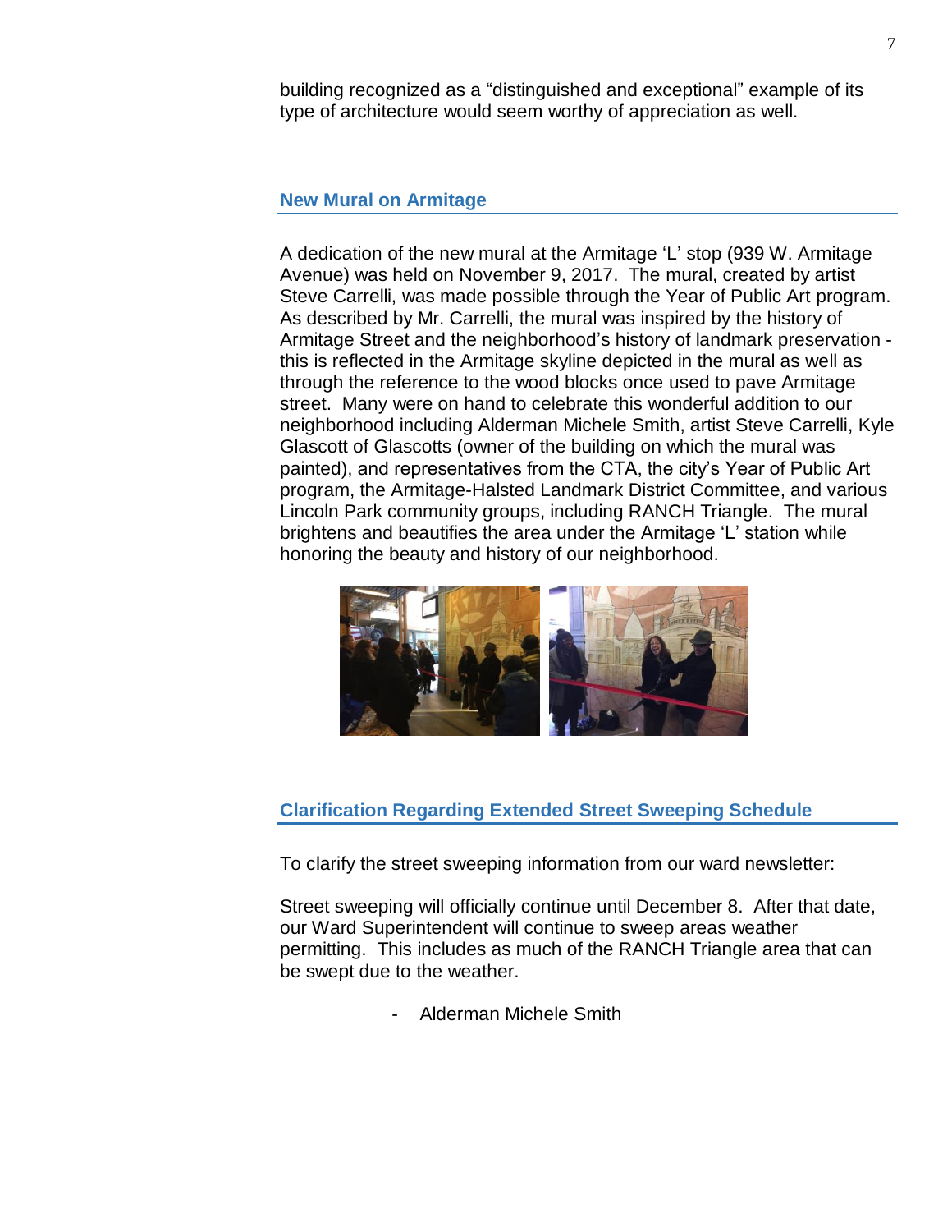building recognized as a “distinguished and exceptional” example of its type of architecture would seem worthy of appreciation as well.

## New Mural on Armitage

A dedication of the new mural at the Armitage ‘L’ stop (939 W. Armitage Avenue) was held on November 9, 2017. The mural, created by artist Steve Carrelli, was made possible through the Year of Public Art program. As described by Mr. Carrelli, the mural was inspired by the history of Armitage Street and the neighborhood’s history of landmark preservation - this is reflected in the Armitage skyline depicted in the mural as well as through the reference to the wood blocks once used to pave Armitage street. Many were on hand to celebrate this wonderful addition to our neighborhood including Alderman Michele Smith, artist Steve Carrelli, Kyle Glascott of Glascotts (owner of the building on which the mural was painted), and representatives from the CTA, the city’s Year of Public Art program, the Armitage-Halsted Landmark District Committee, and various Lincoln Park community groups, including RANCH Triangle. The mural brightens and beautifies the area under the Armitage ‘L’ station while honoring the beauty and history of our neighborhood.

## Clarification Regarding Extended Street Sweeping Schedule

To clarify the street sweeping information from our ward newsletter:

Street sweeping will officially continue until December 8. After that date, our Ward Superintendent will continue to sweep areas weather permitting. This includes as much of the RANCH Triangle area that can be swept due to the weather.

- Alderman Michele Smith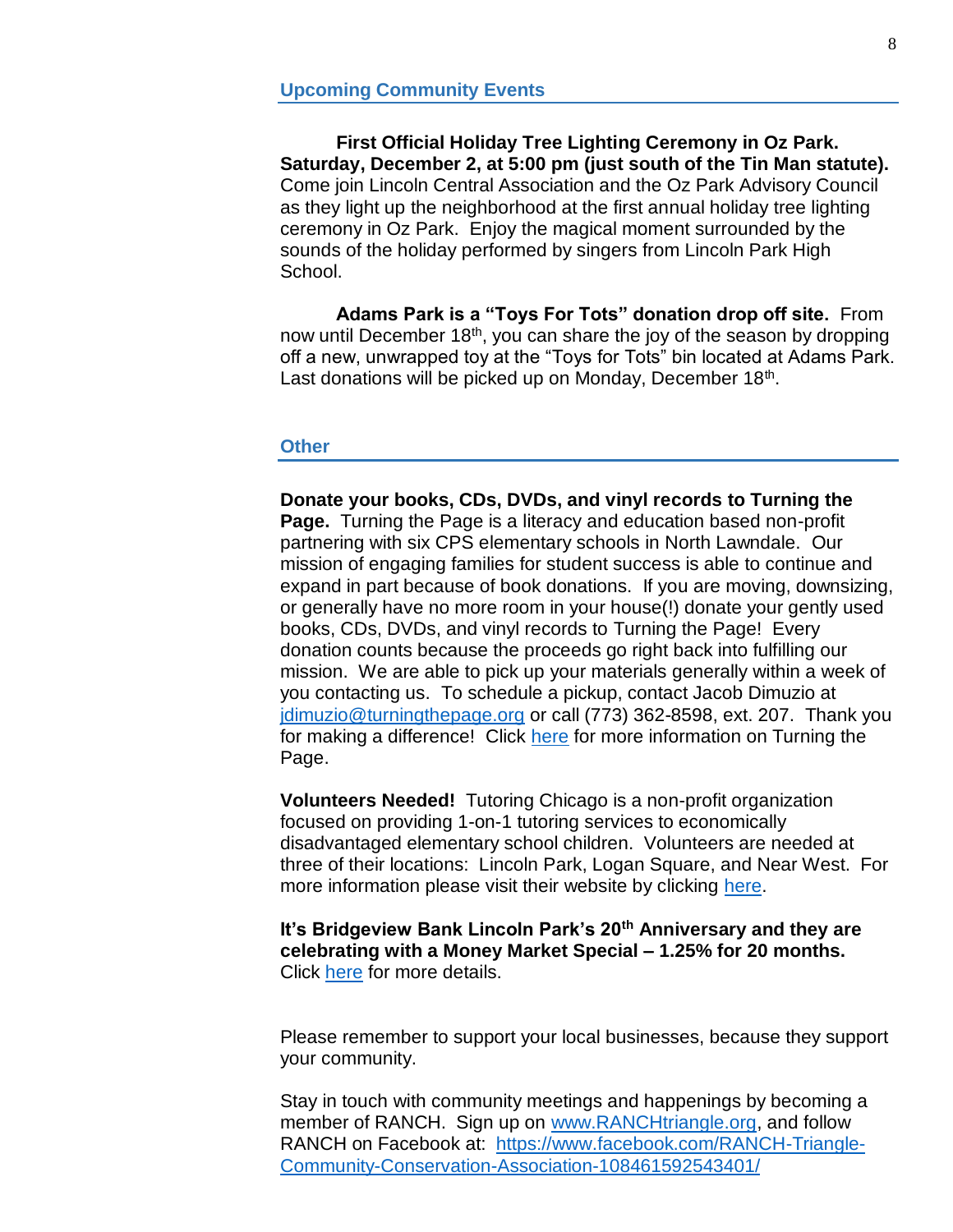## Upcoming Community Events

**First Official Holiday Tree Lighting Ceremony in Oz Park. Saturday, December 2, at 5:00 pm (just south of the Tin Man statute).** Come join Lincoln Central Association and the Oz Park Advisory Council as they light up the neighborhood at the first annual holiday tree lighting ceremony in Oz Park. Enjoy the magical moment surrounded by the sounds of the holiday performed by singers from Lincoln Park High School.

**Adams Park is a "Toys For Tots" donation drop off site.** From now until December 18th, you can share the joy of the season by dropping off a new, unwrapped toy at the "Toys for Tots" bin located at Adams Park. Last donations will be picked up on Monday, December 18th.

## Other

**Donate your books, CDs, DVDs, and vinyl records to Turning the Page.** Turning the Page is a literacy and education based non-profit partnering with six CPS elementary schools in North Lawndale. Our mission of engaging families for student success is able to continue and expand in part because of book donations. If you are moving, downsizing, or generally have no more room in your house(!) donate your gently used books, CDs, DVDs, and vinyl records to Turning the Page! Every donation counts because the proceeds go right back into fulfilling our mission. We are able to pick up your materials generally within a week of you contacting us. To schedule a pickup, contact Jacob Dimuzio at jdimuzio@turningthepage.org or call (773) 362-8598, ext. 207. Thank you for making a difference! Click here for more information on Turning the Page.

**Volunteers Needed!** Tutoring Chicago is a non-profit organization focused on providing 1-on-1 tutoring services to economically disadvantaged elementary school children. Volunteers are needed at three of their locations: Lincoln Park, Logan Square, and Near West. For more information please visit their website by clicking here.

**It's Bridgeview Bank Lincoln Park's 20th Anniversary and they are celebrating with a Money Market Special – 1.25% for 20 months.** Click here for more details.

Please remember to support your local businesses, because they support your community.

Stay in touch with community meetings and happenings by becoming a member of RANCH. Sign up on www.RANCHtriangle.org, and follow RANCH on Facebook at: https://www.facebook.com/RANCH-Triangle-Community-Conservation-Association-108461592543401/